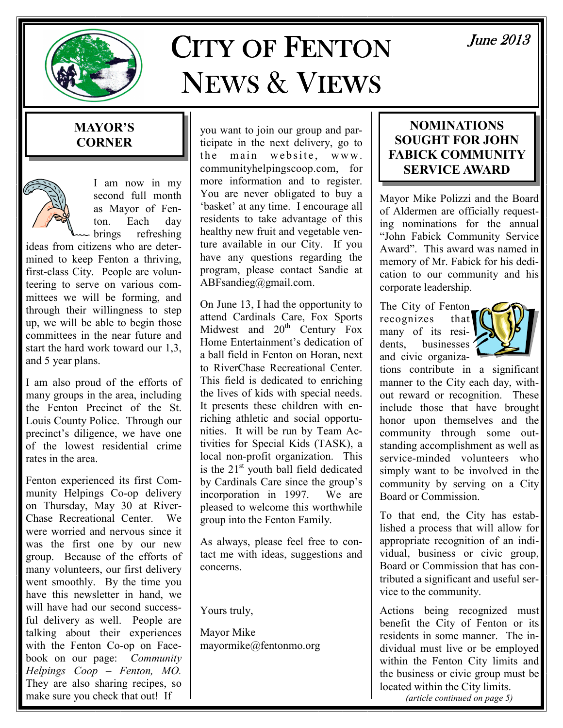# CITY OF FENTON NEWS & VIEWS

*June 2013*

## MAYOR'S CORNER

I am now in my second full month as Mayor of Fenton. Each day brings refreshing ideas from citizens who are determined to keep Fenton a thriving, first-class City. People are volunteering to serve on various committees we will be forming, and through their willingness to step up, we will be able to begin those committees in the near future and start the hard work toward our 1,3, and 5 year plans.

I am also proud of the efforts of many groups in the area, including the Fenton Precinct of the St. Louis County Police. Through our precinct's diligence, we have one of the lowest residential crime rates in the area.

Fenton experienced its first Community Helpings Co-op delivery on Thursday, May 30 at RiverChase Recreational Center. We were worried and nervous since it was the first one by our new group. Because of the efforts of many volunteers, our first delivery went smoothly. By the time you have this newsletter in hand, we will have had our second successful delivery as well. People are talking about their experiences with the Fenton Co-op on Facebook on our page: *Community Helpings Coop – Fenton, MO.* They are also sharing recipes, so make sure you check that out! If you want to join our group and participate in the next delivery, go to the main website, www.communityhelpingscoop.com, for more information and to register. You are never obligated to buy a 'basket' at any time. I encourage all residents to take advantage of this healthy new fruit and vegetable venture available in our City. If you have any questions regarding the program, please contact Sandie at ABFsandieg@gmail.com.

On June 13, I had the opportunity to attend Cardinals Care, Fox Sports Midwest and 20th Century Fox Home Entertainment's dedication of a ball field in Fenton on Horan, next to RiverChase Recreational Center. This field is dedicated to enriching the lives of kids with special needs. It presents these children with enriching athletic and social opportunities. It will be run by Team Activities for Special Kids (TASK), a local non-profit organization. This is the 21st youth ball field dedicated by Cardinals Care since the group's incorporation in 1997. We are pleased to welcome this worthwhile group into the Fenton Family.

As always, please feel free to contact me with ideas, suggestions and concerns.

Yours truly,

Mayor Mike
mayormike@fentonmo.org

## NOMINATIONS SOUGHT FOR JOHN FABICK COMMUNITY SERVICE AWARD

Mayor Mike Polizzi and the Board of Aldermen are officially requesting nominations for the annual "John Fabick Community Service Award". This award was named in memory of Mr. Fabick for his dedication to our community and his corporate leadership.

The City of Fenton recognizes that many of its residents, businesses and civic organizations contribute in a significant manner to the City each day, without reward or recognition. These include those that have brought honor upon themselves and the community through some outstanding accomplishment as well as service-minded volunteers who simply want to be involved in the community by serving on a City Board or Commission.

To that end, the City has established a process that will allow for appropriate recognition of an individual, business or civic group, Board or Commission that has contributed a significant and useful service to the community.

Actions being recognized must benefit the City of Fenton or its residents in some manner. The individual must live or be employed within the Fenton City limits and the business or civic group must be located within the City limits.

*(article continued on page 5)*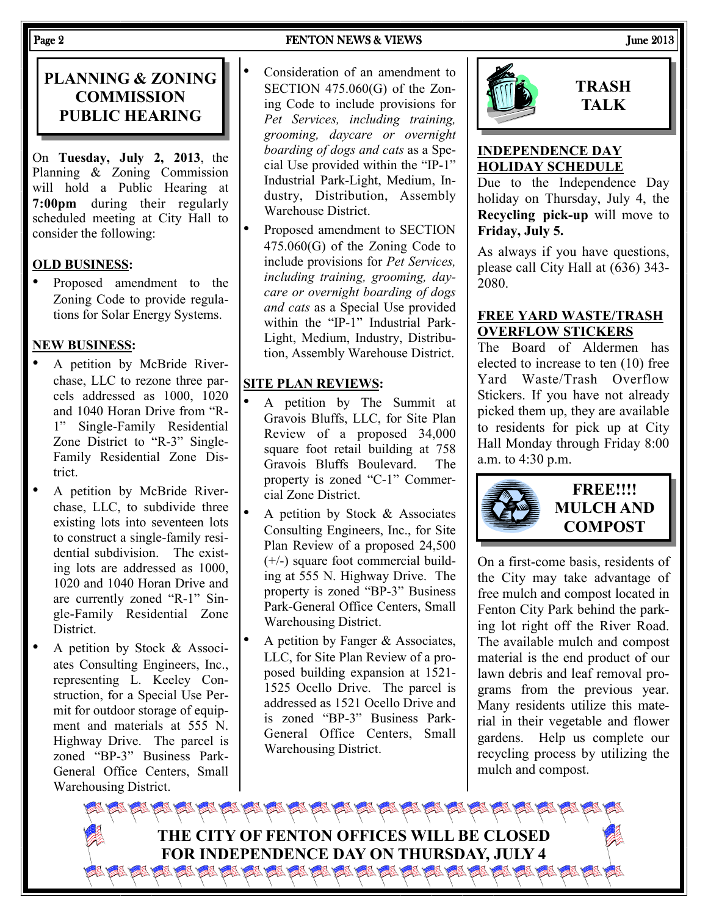## PLANNING & ZONING COMMISSION PUBLIC HEARING

On **Tuesday, July 2, 2013**, the Planning & Zoning Commission will hold a Public Hearing at **7:00pm** during their regularly scheduled meeting at City Hall to consider the following:

**OLD BUSINESS:**

- Proposed amendment to the Zoning Code to provide regulations for Solar Energy Systems.

**NEW BUSINESS:**

- A petition by McBride Riverchase, LLC to rezone three parcels addressed as 1000, 1020 and 1040 Horan Drive from "R-1" Single-Family Residential Zone District to "R-3" Single-Family Residential Zone District.
- A petition by McBride Riverchase, LLC, to subdivide three existing lots into seventeen lots to construct a single-family residential subdivision. The existing lots are addressed as 1000, 1020 and 1040 Horan Drive and are currently zoned "R-1" Single-Family Residential Zone District.
- A petition by Stock & Associates Consulting Engineers, Inc., representing L. Keeley Construction, for a Special Use Permit for outdoor storage of equipment and materials at 555 N. Highway Drive. The parcel is zoned "BP-3" Business Park-General Office Centers, Small Warehousing District.
- Consideration of an amendment to SECTION 475.060(G) of the Zoning Code to include provisions for *Pet Services, including training, grooming, daycare or overnight boarding of dogs and cats* as a Special Use provided within the "IP-1" Industrial Park-Light, Medium, Industry, Distribution, Assembly Warehouse District.
- Proposed amendment to SECTION 475.060(G) of the Zoning Code to include provisions for *Pet Services, including training, grooming, daycare or overnight boarding of dogs and cats* as a Special Use provided within the "IP-1" Industrial Park-Light, Medium, Industry, Distribution, Assembly Warehouse District.

**SITE PLAN REVIEWS:**

- A petition by The Summit at Gravois Bluffs, LLC, for Site Plan Review of a proposed 34,000 square foot retail building at 758 Gravois Bluffs Boulevard. The property is zoned "C-1" Commercial Zone District.
- A petition by Stock & Associates Consulting Engineers, Inc., for Site Plan Review of a proposed 24,500 (+/-) square foot commercial building at 555 N. Highway Drive. The property is zoned "BP-3" Business Park-General Office Centers, Small Warehousing District.
- A petition by Fanger & Associates, LLC, for Site Plan Review of a proposed building expansion at 1521-1525 Ocello Drive. The parcel is addressed as 1521 Ocello Drive and is zoned "BP-3" Business Park-General Office Centers, Small Warehousing District.

## TRASH TALK

**INDEPENDENCE DAY HOLIDAY SCHEDULE**

Due to the Independence Day holiday on Thursday, July 4, the **Recycling pick-up** will move to **Friday, July 5.**

As always if you have questions, please call City Hall at (636) 343-2080.

**FREE YARD WASTE/TRASH OVERFLOW STICKERS**

The Board of Aldermen has elected to increase to ten (10) free Yard Waste/Trash Overflow Stickers. If you have not already picked them up, they are available to residents for pick up at City Hall Monday through Friday 8:00 a.m. to 4:30 p.m.

## FREE!!!! MULCH AND COMPOST

On a first-come basis, residents of the City may take advantage of free mulch and compost located in Fenton City Park behind the parking lot right off the River Road. The available mulch and compost material is the end product of our lawn debris and leaf removal programs from the previous year. Many residents utilize this material in their vegetable and flower gardens. Help us complete our recycling process by utilizing the mulch and compost.

**THE CITY OF FENTON OFFICES WILL BE CLOSED FOR INDEPENDENCE DAY ON THURSDAY, JULY 4**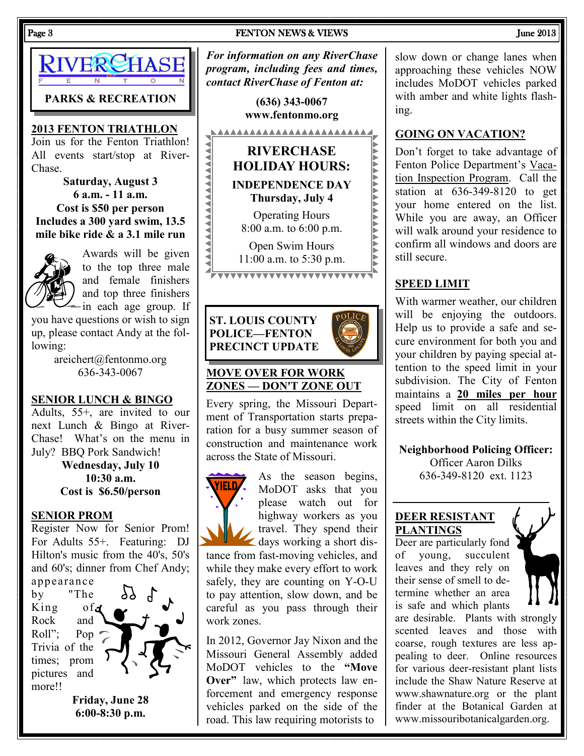## RIVERCHASE FENTON

**PARKS & RECREATION**

### 2013 FENTON TRIATHLON

Join us for the Fenton Triathlon! All events start/stop at RiverChase.

**Saturday, August 3**
**6 a.m. - 11 a.m.**
**Cost is $50 per person**
**Includes a 300 yard swim, 13.5 mile bike ride & a 3.1 mile run**

Awards will be given to the top three male and female finishers and top three finishers in each age group. If you have questions or wish to sign up, please contact Andy at the following:

areichert@fentonmo.org
636-343-0067

### SENIOR LUNCH & BINGO

Adults, 55+, are invited to our next Lunch & Bingo at RiverChase! What's on the menu in July? BBQ Pork Sandwich!

**Wednesday, July 10**
**10:30 a.m.**
**Cost is $6.50/person**

### SENIOR PROM

Register Now for Senior Prom! For Adults 55+. Featuring: DJ Hilton's music from the 40's, 50's and 60's; dinner from Chef Andy; appearance by "The King of Rock and Roll"; Pop Trivia of the times; prom pictures and more!!

**Friday, June 28**
**6:00-8:30 p.m.**

***For information on any RiverChase program, including fees and times, contact RiverChase of Fenton at:***

**(636) 343-0067**
**www.fentonmo.org**

## RIVERCHASE HOLIDAY HOURS:

**INDEPENDENCE DAY**
**Thursday, July 4**

Operating Hours
8:00 a.m. to 6:00 p.m.

Open Swim Hours
11:00 a.m. to 5:30 p.m.

## ST. LOUIS COUNTY POLICE—FENTON PRECINCT UPDATE

### MOVE OVER FOR WORK ZONES — DON'T ZONE OUT

Every spring, the Missouri Department of Transportation starts preparation for a busy summer season of construction and maintenance work across the State of Missouri.

As the season begins, MoDOT asks that you please watch out for highway workers as you travel. They spend their days working a short distance from fast-moving vehicles, and while they make every effort to work safely, they are counting on Y-O-U to pay attention, slow down, and be careful as you pass through their work zones.

In 2012, Governor Jay Nixon and the Missouri General Assembly added MoDOT vehicles to the **"Move Over"** law, which protects law enforcement and emergency response vehicles parked on the side of the road. This law requiring motorists to slow down or change lanes when approaching these vehicles NOW includes MoDOT vehicles parked with amber and white lights flashing.

### GOING ON VACATION?

Don't forget to take advantage of Fenton Police Department's Vacation Inspection Program. Call the station at 636-349-8120 to get your home entered on the list. While you are away, an Officer will walk around your residence to confirm all windows and doors are still secure.

### SPEED LIMIT

With warmer weather, our children will be enjoying the outdoors. Help us to provide a safe and secure environment for both you and your children by paying special attention to the speed limit in your subdivision. The City of Fenton maintains a **20 miles per hour** speed limit on all residential streets within the City limits.

**Neighborhood Policing Officer:**
Officer Aaron Dilks
636-349-8120 ext. 1123

### DEER RESISTANT PLANTINGS

Deer are particularly fond of young, succulent leaves and they rely on their sense of smell to determine whether an area is safe and which plants are desirable. Plants with strongly scented leaves and those with coarse, rough textures are less appealing to deer. Online resources for various deer-resistant plant lists include the Shaw Nature Reserve at www.shawnature.org or the plant finder at the Botanical Garden at www.missouribotanicalgarden.org.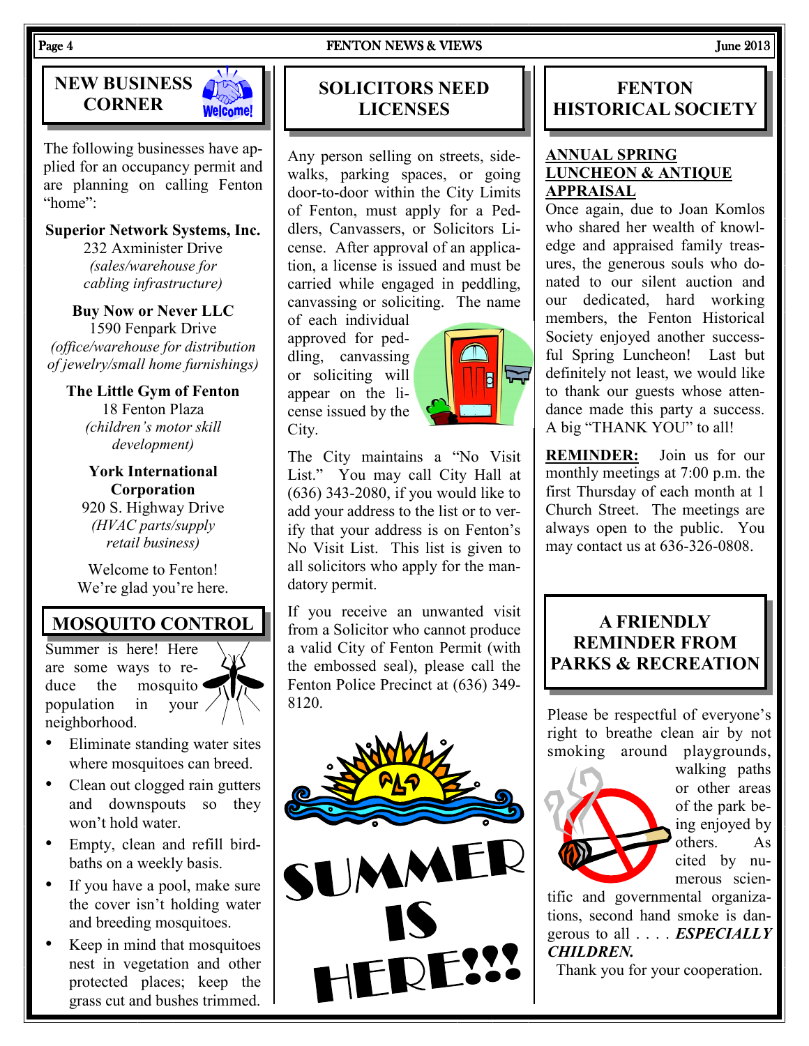## NEW BUSINESS CORNER

The following businesses have applied for an occupancy permit and are planning on calling Fenton "home":

**Superior Network Systems, Inc.**
232 Axminister Drive
*(sales/warehouse for cabling infrastructure)*

**Buy Now or Never LLC**
1590 Fenpark Drive
*(office/warehouse for distribution of jewelry/small home furnishings)*

**The Little Gym of Fenton**
18 Fenton Plaza
*(children's motor skill development)*

**York International Corporation**
920 S. Highway Drive
*(HVAC parts/supply retail business)*

Welcome to Fenton!
We're glad you're here.

## MOSQUITO CONTROL

Summer is here! Here are some ways to reduce the mosquito population in your neighborhood.

- Eliminate standing water sites where mosquitoes can breed.
- Clean out clogged rain gutters and downspouts so they won't hold water.
- Empty, clean and refill birdbaths on a weekly basis.
- If you have a pool, make sure the cover isn't holding water and breeding mosquitoes.
- Keep in mind that mosquitoes nest in vegetation and other protected places; keep the grass cut and bushes trimmed.

## SOLICITORS NEED LICENSES

Any person selling on streets, sidewalks, parking spaces, or going door-to-door within the City Limits of Fenton, must apply for a Peddlers, Canvassers, or Solicitors License. After approval of an application, a license is issued and must be carried while engaged in peddling, canvassing or soliciting. The name of each individual approved for peddling, canvassing or soliciting will appear on the license issued by the City.

The City maintains a "No Visit List." You may call City Hall at (636) 343-2080, if you would like to add your address to the list or to verify that your address is on Fenton's No Visit List. This list is given to all solicitors who apply for the mandatory permit.

If you receive an unwanted visit from a Solicitor who cannot produce a valid City of Fenton Permit (with the embossed seal), please call the Fenton Police Precinct at (636) 349-8120.

SUMMER IS HERE!!!

## FENTON HISTORICAL SOCIETY

**ANNUAL SPRING LUNCHEON & ANTIQUE APPRAISAL**

Once again, due to Joan Komlos who shared her wealth of knowledge and appraised family treasures, the generous souls who donated to our silent auction and our dedicated, hard working members, the Fenton Historical Society enjoyed another successful Spring Luncheon! Last but definitely not least, we would like to thank our guests whose attendance made this party a success. A big "THANK YOU" to all!

**REMINDER:** Join us for our monthly meetings at 7:00 p.m. the first Thursday of each month at 1 Church Street. The meetings are always open to the public. You may contact us at 636-326-0808.

## A FRIENDLY REMINDER FROM PARKS & RECREATION

Please be respectful of everyone's right to breathe clean air by not smoking around playgrounds, walking paths or other areas of the park being enjoyed by others. As cited by numerous scientific and governmental organizations, second hand smoke is dangerous to all . . . . ***ESPECIALLY CHILDREN.***

Thank you for your cooperation.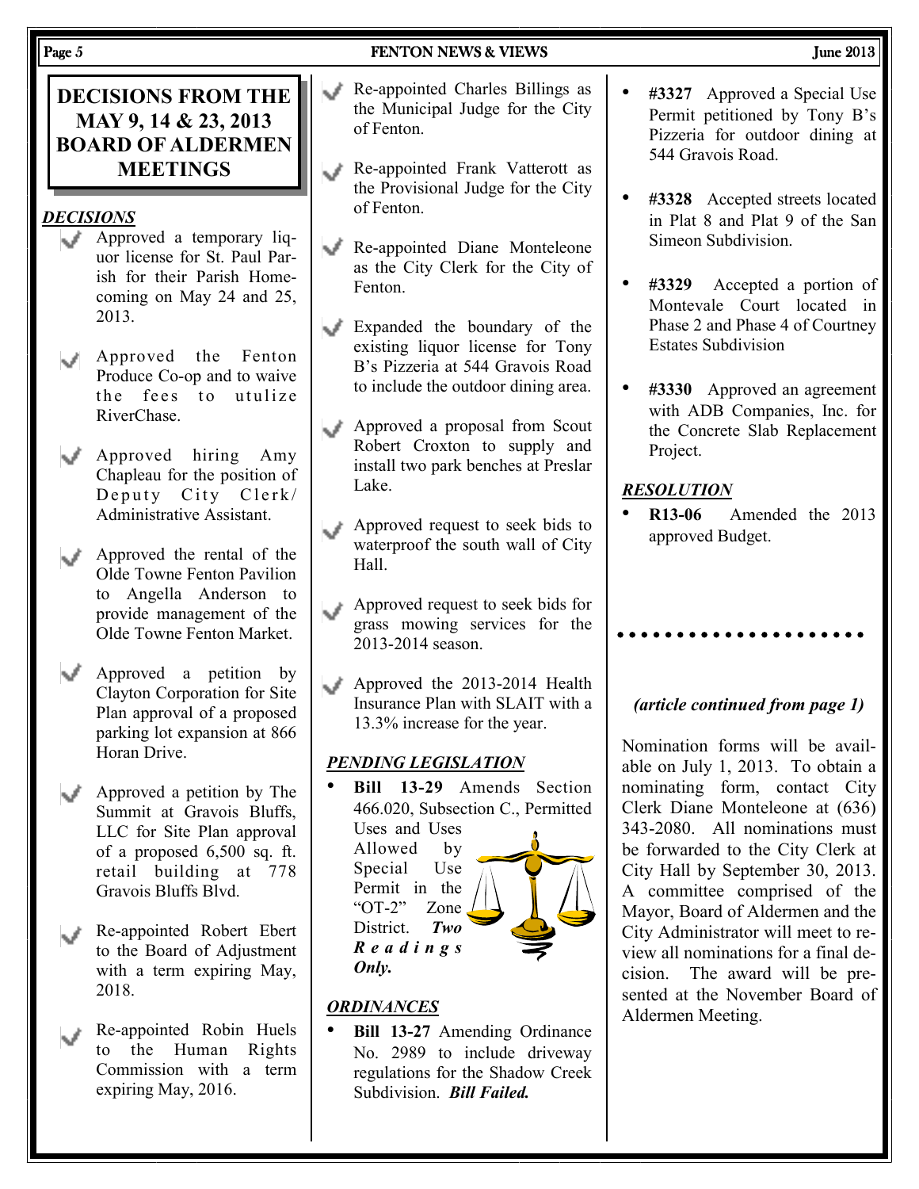# DECISIONS FROM THE MAY 9, 14 & 23, 2013 BOARD OF ALDERMEN MEETINGS

## *DECISIONS*

- Approved a temporary liquor license for St. Paul Parish for their Parish Homecoming on May 24 and 25, 2013.
- Approved the Fenton Produce Co-op and to waive the fees to utulize RiverChase.
- Approved hiring Amy Chapleau for the position of Deputy City Clerk/ Administrative Assistant.
- Approved the rental of the Olde Towne Fenton Pavilion to Angella Anderson to provide management of the Olde Towne Fenton Market.
- Approved a petition by Clayton Corporation for Site Plan approval of a proposed parking lot expansion at 866 Horan Drive.
- Approved a petition by The Summit at Gravois Bluffs, LLC for Site Plan approval of a proposed 6,500 sq. ft. retail building at 778 Gravois Bluffs Blvd.
- Re-appointed Robert Ebert to the Board of Adjustment with a term expiring May, 2018.
- Re-appointed Robin Huels to the Human Rights Commission with a term expiring May, 2016.
- Re-appointed Charles Billings as the Municipal Judge for the City of Fenton.
- Re-appointed Frank Vatterott as the Provisional Judge for the City of Fenton.
- Re-appointed Diane Monteleone as the City Clerk for the City of Fenton.
- Expanded the boundary of the existing liquor license for Tony B's Pizzeria at 544 Gravois Road to include the outdoor dining area.
- Approved a proposal from Scout Robert Croxton to supply and install two park benches at Preslar Lake.
- Approved request to seek bids to waterproof the south wall of City Hall.
- Approved request to seek bids for grass mowing services for the 2013-2014 season.
- Approved the 2013-2014 Health Insurance Plan with SLAIT with a 13.3% increase for the year.

## *PENDING LEGISLATION*

- **Bill 13-29** Amends Section 466.020, Subsection C., Permitted Uses and Uses Allowed by Special Use Permit in the "OT-2" Zone District. ***Two Readings Only.***

## *ORDINANCES*

- **Bill 13-27** Amending Ordinance No. 2989 to include driveway regulations for the Shadow Creek Subdivision. ***Bill Failed.***
- **#3327** Approved a Special Use Permit petitioned by Tony B's Pizzeria for outdoor dining at 544 Gravois Road.
- **#3328** Accepted streets located in Plat 8 and Plat 9 of the San Simeon Subdivision.
- **#3329** Accepted a portion of Montevale Court located in Phase 2 and Phase 4 of Courtney Estates Subdivision
- **#3330** Approved an agreement with ADB Companies, Inc. for the Concrete Slab Replacement Project.

## *RESOLUTION*

- **R13-06** Amended the 2013 approved Budget.

---

***(article continued from page 1)***

Nomination forms will be available on July 1, 2013. To obtain a nominating form, contact City Clerk Diane Monteleone at (636) 343-2080. All nominations must be forwarded to the City Clerk at City Hall by September 30, 2013. A committee comprised of the Mayor, Board of Aldermen and the City Administrator will meet to review all nominations for a final decision. The award will be presented at the November Board of Aldermen Meeting.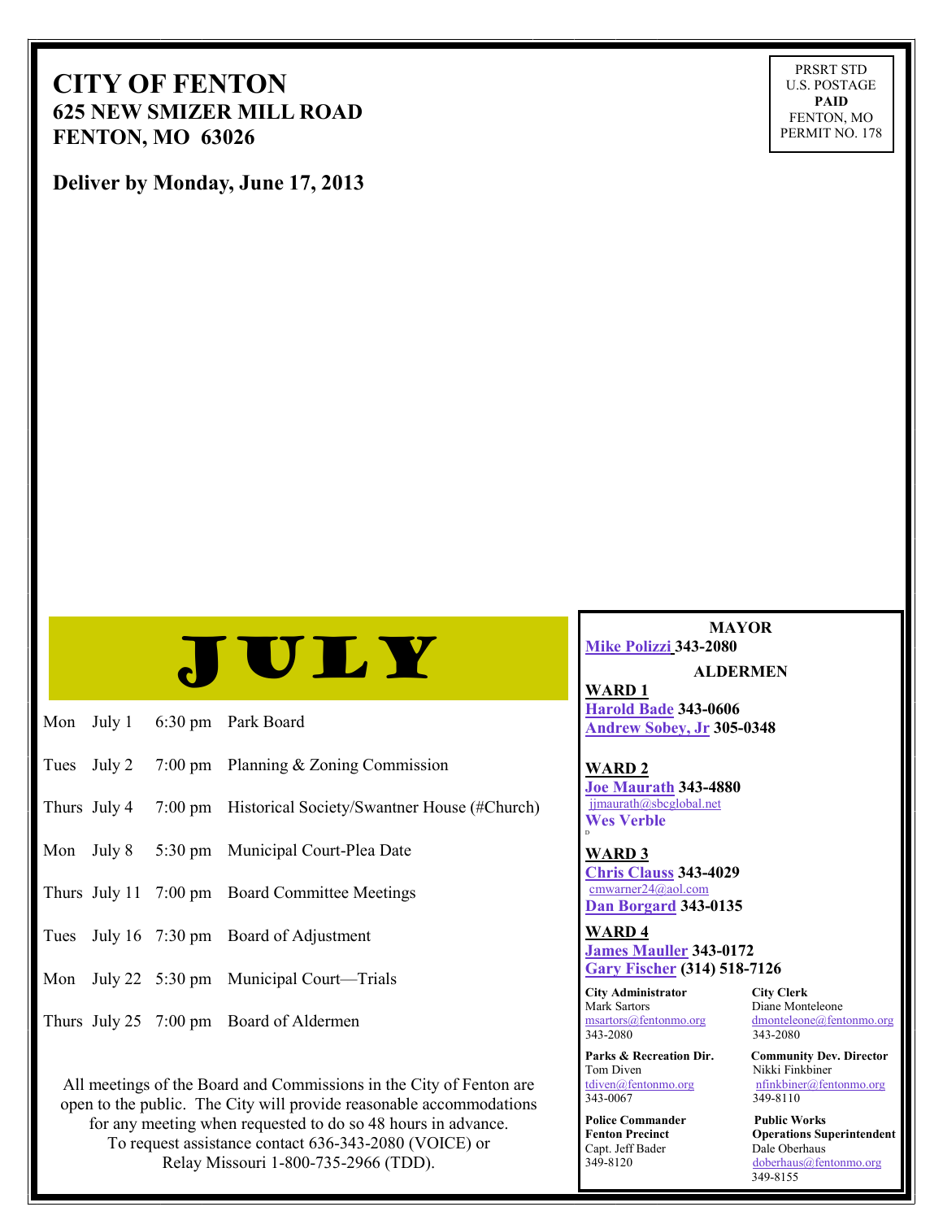# CITY OF FENTON
## 625 NEW SMIZER MILL ROAD
## FENTON, MO 63026

**Deliver by Monday, June 17, 2013**

PRSRT STD
U.S. POSTAGE
**PAID**
FENTON, MO
PERMIT NO. 178

# JULY

| | | | |
|---|---|---|---|
| Mon | July 1 | 6:30 pm | Park Board |
| Tues | July 2 | 7:00 pm | Planning & Zoning Commission |
| Thurs | July 4 | 7:00 pm | Historical Society/Swantner House (#Church) |
| Mon | July 8 | 5:30 pm | Municipal Court-Plea Date |
| Thurs | July 11 | 7:00 pm | Board Committee Meetings |
| Tues | July 16 | 7:30 pm | Board of Adjustment |
| Mon | July 22 | 5:30 pm | Municipal Court—Trials |
| Thurs | July 25 | 7:00 pm | Board of Aldermen |

All meetings of the Board and Commissions in the City of Fenton are open to the public. The City will provide reasonable accommodations for any meeting when requested to do so 48 hours in advance. To request assistance contact 636-343-2080 (VOICE) or Relay Missouri 1-800-735-2966 (TDD).

**MAYOR**

**Mike Polizzi 343-2080**

**ALDERMEN**

**WARD 1**

**Harold Bade 343-0606**
**Andrew Sobey, Jr 305-0348**

**WARD 2**

**Joe Maurath 343-4880**
jjmaurath@sbcglobal.net
**Wes Verble**

**WARD 3**

**Chris Clauss 343-4029**
cmwarner24@aol.com
**Dan Borgard 343-0135**

**WARD 4**

**James Mauller 343-0172**
**Gary Fischer (314) 518-7126**

**City Administrator**
Mark Sartors
msartors@fentonmo.org
343-2080

**City Clerk**
Diane Monteleone
dmonteleone@fentonmo.org
343-2080

**Parks & Recreation Dir.**
Tom Diven
tdiven@fentonmo.org
343-0067

**Community Dev. Director**
Nikki Finkbiner
nfinkbiner@fentonmo.org
349-8110

**Police Commander Fenton Precinct**
Capt. Jeff Bader
349-8120

**Public Works Operations Superintendent**
Dale Oberhaus
doberhaus@fentonmo.org
349-8155